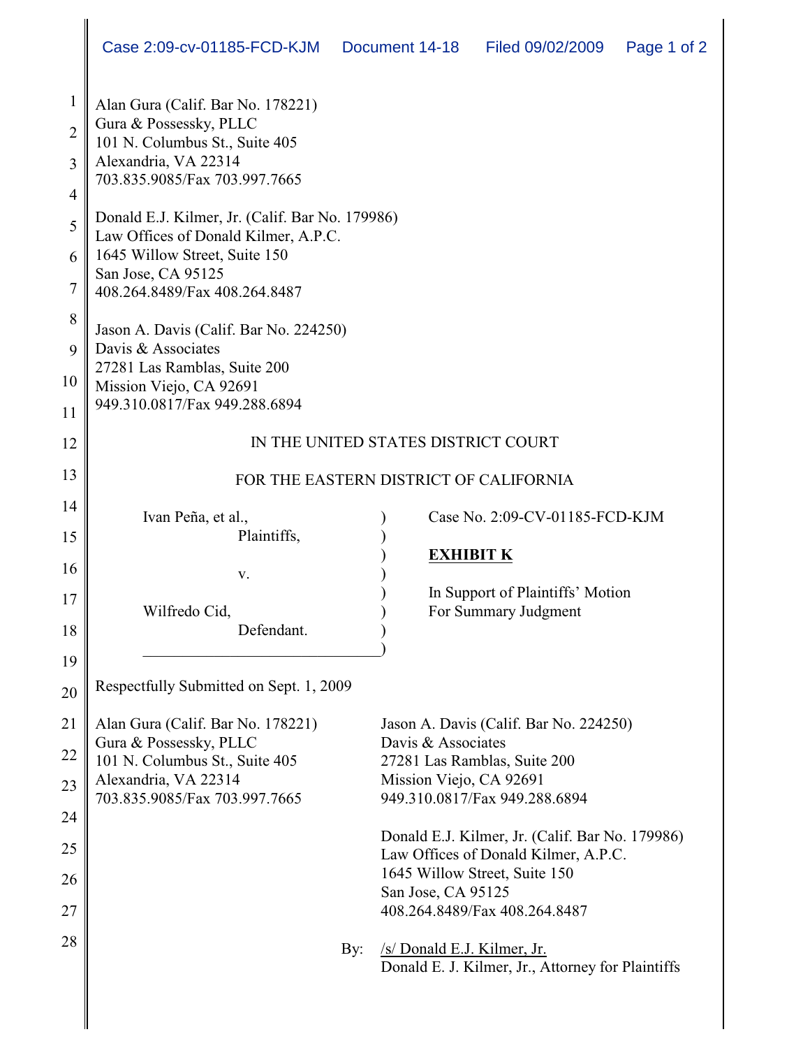Alan Gura (Calif. Bar No. 178221)
Gura & Possessky, PLLC
101 N. Columbus St., Suite 405
Alexandria, VA 22314
703.835.9085/Fax 703.997.7665

Donald E.J. Kilmer, Jr. (Calif. Bar No. 179986)
Law Offices of Donald Kilmer, A.P.C.
1645 Willow Street, Suite 150
San Jose, CA 95125
408.264.8489/Fax 408.264.8487

Jason A. Davis (Calif. Bar No. 224250)
Davis & Associates
27281 Las Ramblas, Suite 200
Mission Viejo, CA 92691
949.310.0817/Fax 949.288.6894

IN THE UNITED STATES DISTRICT COURT

FOR THE EASTERN DISTRICT OF CALIFORNIA

| | | |
|---|---|---|
| Ivan Peña, et al., Plaintiffs, | ) | Case No. 2:09-CV-01185-FCD-KJM |
| v. | ) | **EXHIBIT K** |
| Wilfredo Cid, Defendant. | ) | In Support of Plaintiffs' Motion For Summary Judgment |

Respectfully Submitted on Sept. 1, 2009

Alan Gura (Calif. Bar No. 178221)
Gura & Possessky, PLLC
101 N. Columbus St., Suite 405
Alexandria, VA 22314
703.835.9085/Fax 703.997.7665

Jason A. Davis (Calif. Bar No. 224250)
Davis & Associates
27281 Las Ramblas, Suite 200
Mission Viejo, CA 92691
949.310.0817/Fax 949.288.6894

Donald E.J. Kilmer, Jr. (Calif. Bar No. 179986)
Law Offices of Donald Kilmer, A.P.C.
1645 Willow Street, Suite 150
San Jose, CA 95125
408.264.8489/Fax 408.264.8487

By: /s/ Donald E.J. Kilmer, Jr.
Donald E. J. Kilmer, Jr., Attorney for Plaintiffs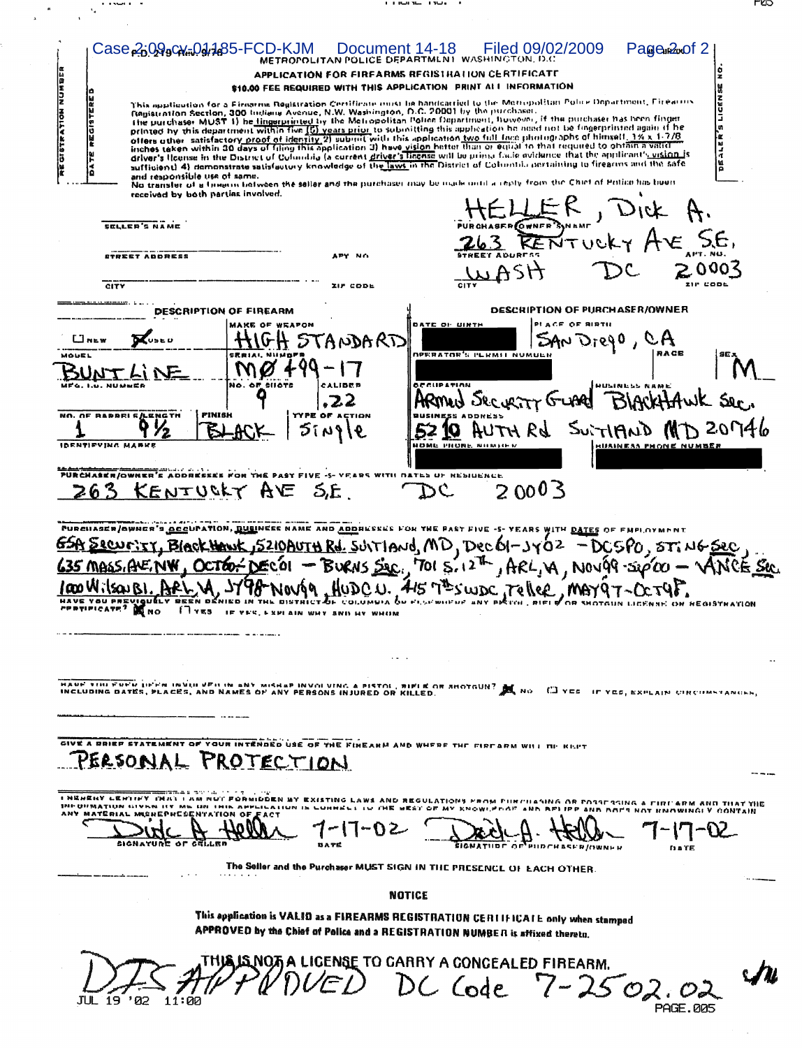METROPOLITAN POLICE DEPARTMENT WASHINGTON, D.C.

## APPLICATION FOR FIREARMS REGISTRATION CERTIFICATE

**$10.00 FEE REQUIRED WITH THIS APPLICATION PRINT ALL INFORMATION**

REGISTRATION NUMBER | DATE REGISTERED | DEALER'S LICENSE NO.

This application for a Firearms Registration Certificate must be handcarried to the Metropolitan Police Department, Firearms Registration Section, 300 Indiana Avenue, N.W. Washington, D.C. 20001 by the purchaser. The purchaser MUST 1) be fingerprinted by the Metropolitan Police Department, however, if the purchaser has been fingerprinted by this department within five (5) years prior to submitting this application he need not be fingerprinted again if he offers other satisfactory proof of identity 2) submit with this application two full face photographs of himself, 1½ x 1-7/8 inches taken within 30 days of filing this application 3) have vision better than or equal to that required to obtain a valid driver's license in the District of Columbia (a current driver's license will be prima facie evidence that the applicant's vision is sufficient) 4) demonstrate satisfactory knowledge of the laws in the District of Columbia pertaining to firearms and the safe and responsible use of same.

No transfer of a firearm between the seller and the purchaser may be made until a reply from the Chief of Police has been received by both parties involved.

| | |
|---|---|
| SELLER'S NAME: | PURCHASER/OWNER'S NAME: HELLER, Dick A. |
| STREET ADDRESS: / APT. NO. | STREET ADDRESS: 263 KENTUCKY AVE SE, / APT. NO. |
| CITY: / ZIP CODE | CITY: WASH DC / ZIP CODE: 20003 |

### DESCRIPTION OF FIREARM

- ☐ NEW ☒ USED
- MAKE OF WEAPON: HIGH STANDARD
- MODEL: BUNTLINE
- SERIAL NUMBER: MØ 499-17
- MFG. I.D. NUMBER:
- NO. OF SHOTS: 9
- CALIBER: .22
- NO. OF BARRELS/LENGTH: 1 / 9½
- FINISH: BLACK
- TYPE OF ACTION: Single
- IDENTIFYING MARKS:

### DESCRIPTION OF PURCHASER/OWNER

- DATE OF BIRTH: [redacted]
- PLACE OF BIRTH: San Diego, CA
- OPERATOR'S PERMIT NUMBER: [redacted]
- RACE:
- SEX: M
- OCCUPATION: Armed Security Guard
- BUSINESS NAME: BlackHawk Sec.
- BUSINESS ADDRESS: 5210 AUTH RD SUITLAND MD 20746
- HOME PHONE NUMBER: [redacted]
- BUSINESS PHONE NUMBER: [redacted]

PURCHASER/OWNER'S ADDRESSES FOR THE PAST FIVE -5- YEARS WITH DATES OF RESIDENCE:
263 KENTUCKY AVE S.E. DC 20003

PURCHASER/OWNER'S OCCUPATION, BUSINESS NAME AND ADDRESSES FOR THE PAST FIVE -5- YEARS WITH DATES OF EMPLOYMENT:
65A Security, BlackHawk, 5210 Auth Rd. Suitland, MD, Dec 01 – Jy02 – DCSPO, STING Sec, 635 Mass. Ave. NW, Oct 00 – Dec 01 – Burns Sec, 701 S. 12th, ARL, VA, Nov 99 – Sep 00 – VANCE Sec. 1000 Wilson Bl. ARL, VA, Jy 98 – Nov 99, HUD C.U. 415 7th SW DC, Teller, May 97 – Oct 98.

HAVE YOU PREVIOUSLY BEEN DENIED IN THE DISTRICT OF COLUMBIA OR ELSEWHERE ANY PISTOL, RIFLE OR SHOTGUN LICENSE OR REGISTRATION CERTIFICATE? ☒ NO ☐ YES IF YES, EXPLAIN WHY AND BY WHOM

HAVE YOU EVER BEEN INVOLVED IN ANY MISHAP INVOLVING A PISTOL, RIFLE OR SHOTGUN? ☒ NO ☐ YES IF YES, EXPLAIN CIRCUMSTANCES, INCLUDING DATES, PLACES, AND NAMES OF ANY PERSONS INJURED OR KILLED.

GIVE A BRIEF STATEMENT OF YOUR INTENDED USE OF THE FIREARM AND WHERE THE FIREARM WILL BE KEPT:
PERSONAL PROTECTION

I HEREBY CERTIFY THAT I AM NOT FORBIDDEN BY EXISTING LAWS AND REGULATIONS FROM PURCHASING OR POSSESSING A FIREARM AND THAT THE INFORMATION GIVEN BY ME ON THIS APPLICATION IS CORRECT TO THE BEST OF MY KNOWLEDGE AND BELIEF AND DOES NOT KNOWINGLY CONTAIN ANY MATERIAL MISREPRESENTATION OF FACT.

| SIGNATURE OF SELLER | DATE | SIGNATURE OF PURCHASER/OWNER | DATE |
|---|---|---|---|
| Dick A Heller | 7-17-02 | Dick A. Heller | 7-17-02 |

**The Seller and the Purchaser MUST SIGN IN THE PRESENCE OF EACH OTHER.**

**NOTICE**

**This application is VALID as a FIREARMS REGISTRATION CERTIFICATE only when stamped APPROVED by the Chief of Police and a REGISTRATION NUMBER is affixed thereto.**

THIS IS NOT A LICENSE TO CARRY A CONCEALED FIREARM.

DIS APPROVED DC Code 7-2502.02

JUL 19 '02 11:00